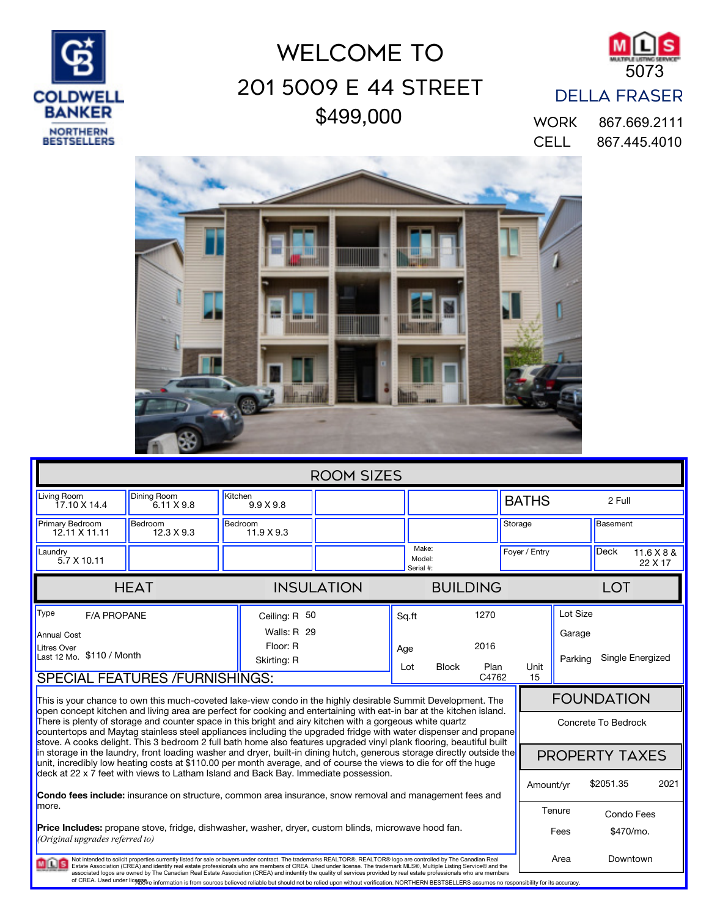COLDWELL BANKER
NORTHERN BESTSELLERS

# WELCOME TO
# 201 5009 E 44 STREET
# $499,000

MLS 5073

**DELLA FRASER**

WORK 867.669.2111
CELL 867.445.4010

## ROOM SIZES

| | | | | | | |
|---|---|---|---|---|---|---|
| Living Room 17.10 X 14.4 | Dining Room 6.11 X 9.8 | Kitchen 9.9 X 9.8 | | | BATHS | 2 Full |
| Primary Bedroom 12.11 X 11.11 | Bedroom 12.3 X 9.3 | Bedroom 11.9 X 9.3 | | | Storage | Basement |
| Laundry 5.7 X 10.11 | | | | Make: Model: Serial #: | Foyer / Entry | Deck 11.6 X 8 & 22 X 17 |

| HEAT | INSULATION | BUILDING | LOT |
|---|---|---|---|
| Type: F/A PROPANE | Ceiling: R 50 | Sq.ft: 1270 | Lot Size |
| Annual Cost | Walls: R 29 | Age: 2016 | Garage |
| Litres Over Last 12 Mo.: $110 / Month | Floor: R | Lot / Block / Plan C4762 / Unit 15 | Parking: Single Energized |
| | Skirting: R | | |

## SPECIAL FEATURES /FURNISHINGS:

This is your chance to own this much-coveted lake-view condo in the highly desirable Summit Development. The open concept kitchen and living area are perfect for cooking and entertaining with eat-in bar at the kitchen island. There is plenty of storage and counter space in this bright and airy kitchen with a gorgeous white quartz countertops and Maytag stainless steel appliances including the upgraded fridge with water dispenser and propane stove. A cooks delight. This 3 bedroom 2 full bath home also features upgraded vinyl plank flooring, beautiful built in storage in the laundry, front loading washer and dryer, built-in dining hutch, generous storage directly outside the unit, incredibly low heating costs at $110.00 per month average, and of course the views to die for off the huge deck at 22 x 7 feet with views to Latham Island and Back Bay. Immediate possession.

**Condo fees include:** insurance on structure, common area insurance, snow removal and management fees and more.

**Price Includes:** propane stove, fridge, dishwasher, washer, dryer, custom blinds, microwave hood fan.
*(Original upgrades referred to)*

## FOUNDATION

Concrete To Bedrock

## PROPERTY TAXES

| | | |
|---|---|---|
| Amount/yr | $2051.35 | 2021 |
| Tenure | Condo Fees | |
| Fees | $470/mo. | |
| Area | Downtown | |

Not intended to solicit properties currently listed for sale or buyers under contract. The trademarks REALTOR®, REALTOR® logo are controlled by The Canadian Real Estate Association (CREA) and identify real estate professionals who are members of CREA. Used under license. The trademark MLS®, Multiple Listing Service® and the associated logos are owned by The Canadian Real Estate Association (CREA) and indentify the quality of services provided by real estate professionals who are members of CREA. Used under license. Above information is from sources believed reliable but should not be relied upon without verification. NORTHERN BESTSELLERS assumes no responsibility for its accuracy.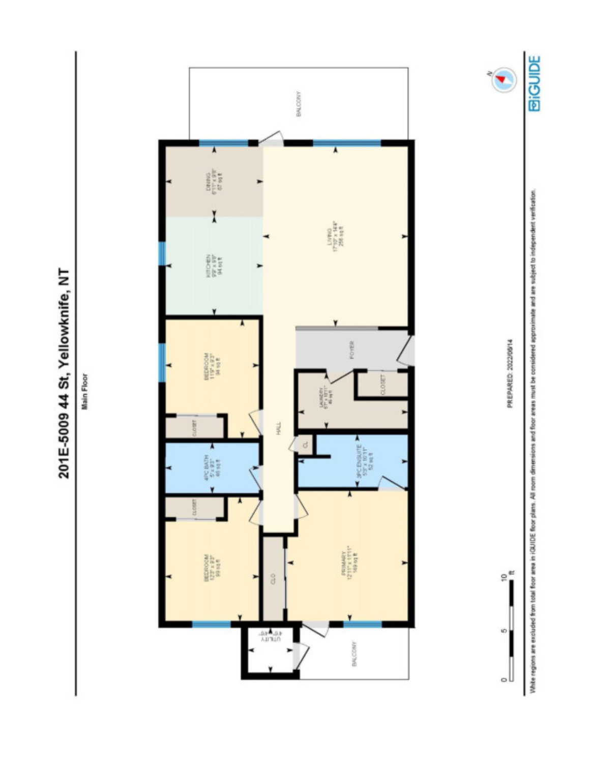# 201E-5009 44 St, Yellowknife, NT

Main Floor

BALCONY

DINING
6'11" x 9'8"
67 sq ft

KITCHEN
9'9" x 9'8"
94 sq ft

LIVING
17'10" x 14'4"
256 sq ft

FOYER

BEDROOM
11'9" x 8'3"
94 sq ft

CLOSET

LAUNDRY
5'7" x 10'11"
46 sq ft

CLOSET

HALL

CL

4PC BATH
5' x 9'1"
46 sq ft

3PC ENSUITE
5'3" x 10'11"
52 sq ft

CLOSET

BEDROOM
12'2" x 8'2"
99 sq ft

CLO

PRIMARY
12'11" x 11'11"
149 sq ft

UTILITY
4'6" x 4'6"

BALCONY

0 5 10 ft

PREPARED: 2022/09/14

White regions are excluded from total floor area in iGUIDE floor plans. All room dimensions and floor areas must be considered approximate and are subject to independent verification.

iGUIDE